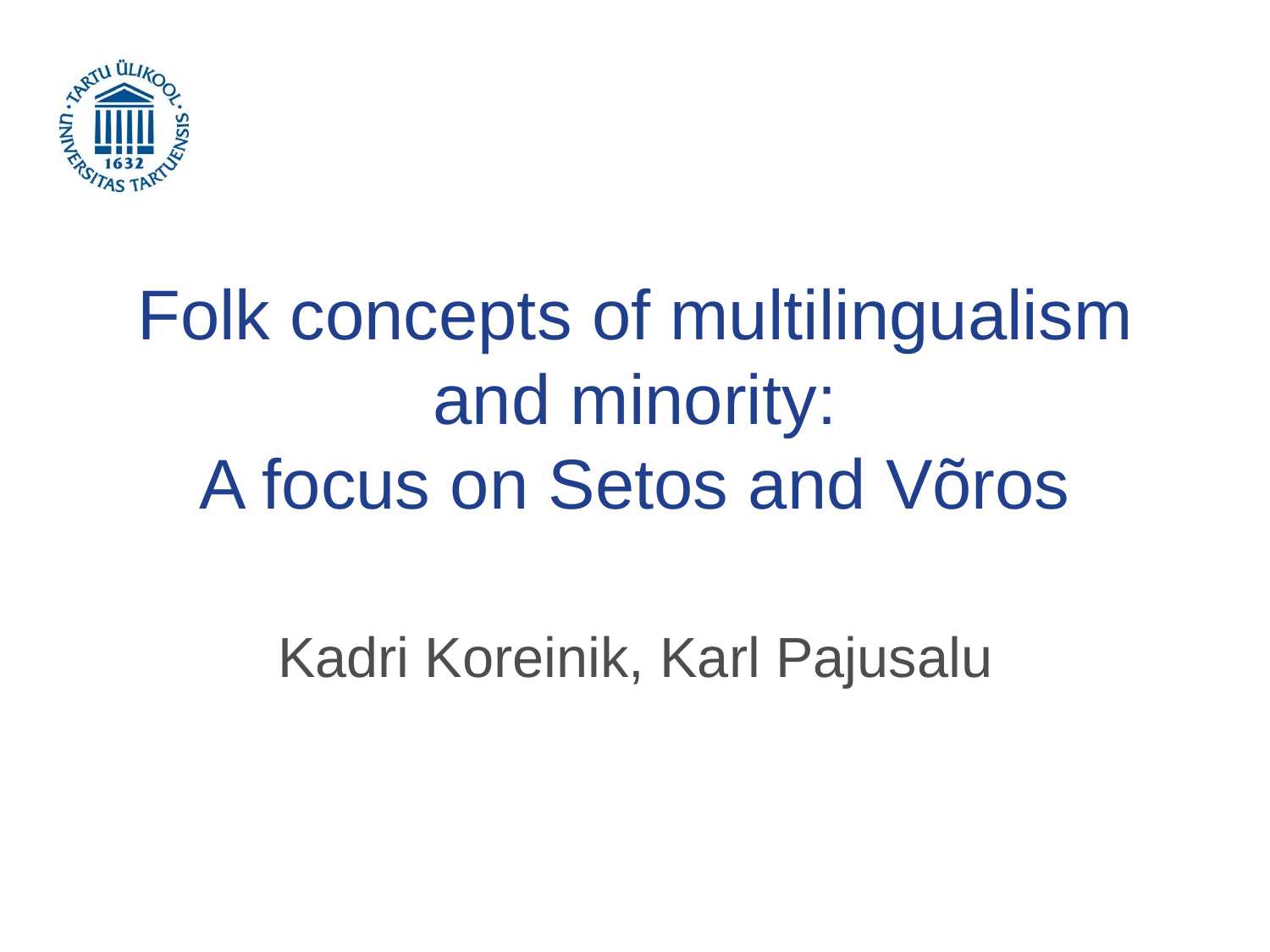# Folk concepts of multilingualism and minority: A focus on Setos and Võros

Kadri Koreinik, Karl Pajusalu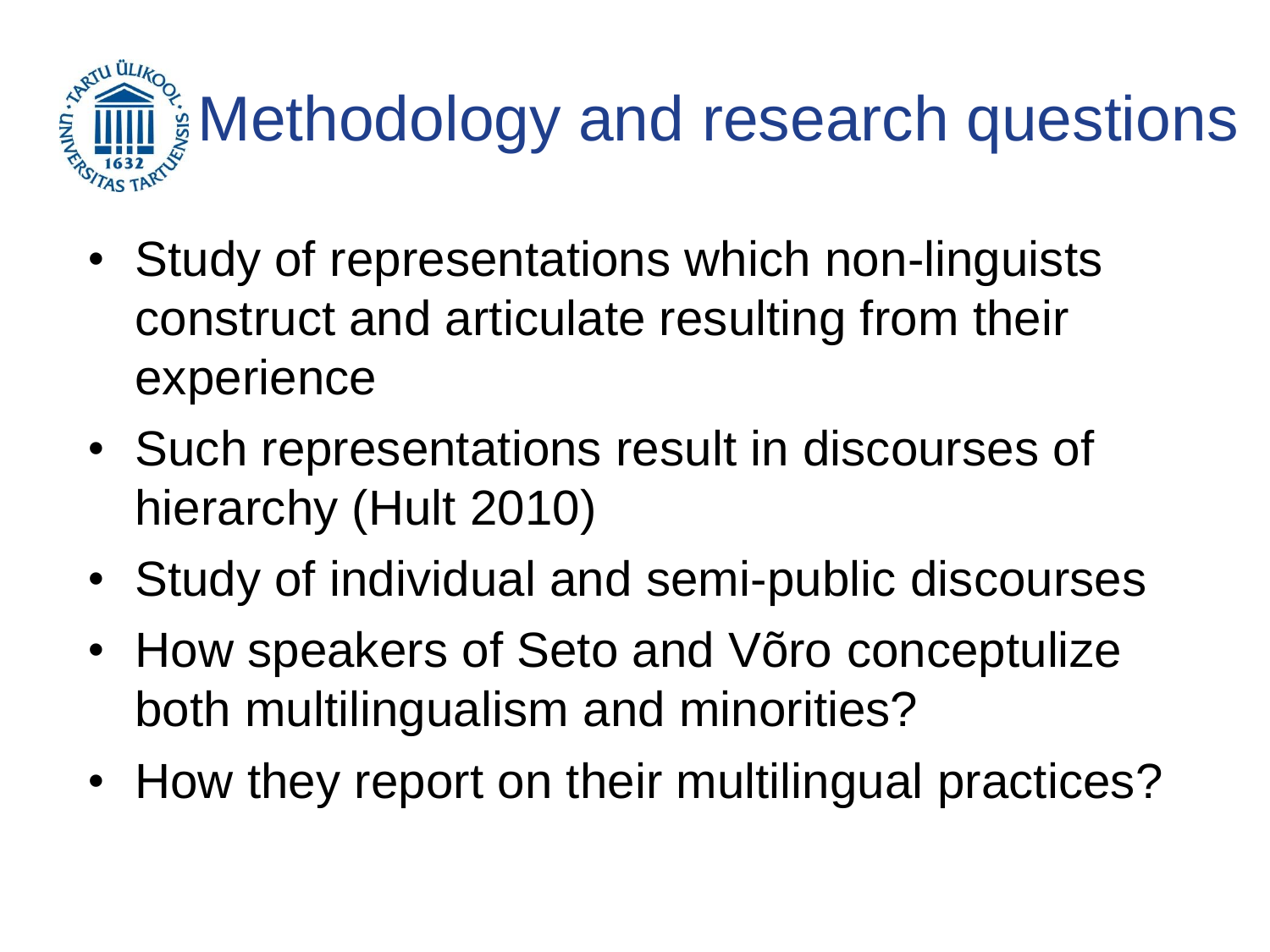# Methodology and research questions

- Study of representations which non-linguists construct and articulate resulting from their experience
- Such representations result in discourses of hierarchy (Hult 2010)
- Study of individual and semi-public discourses
- How speakers of Seto and Võro conceptulize both multilingualism and minorities?
- How they report on their multilingual practices?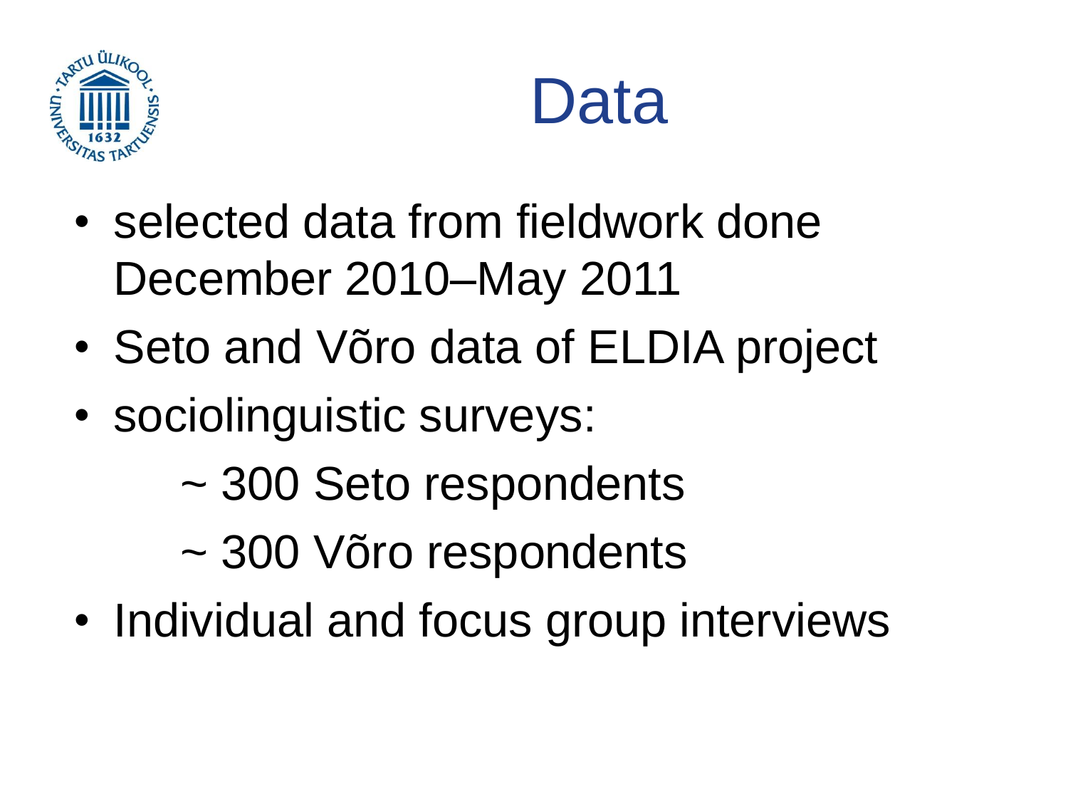# Data

- selected data from fieldwork done December 2010–May 2011
- Seto and Võro data of ELDIA project
- sociolinguistic surveys:
  - ~ 300 Seto respondents
  - ~ 300 Võro respondents
- Individual and focus group interviews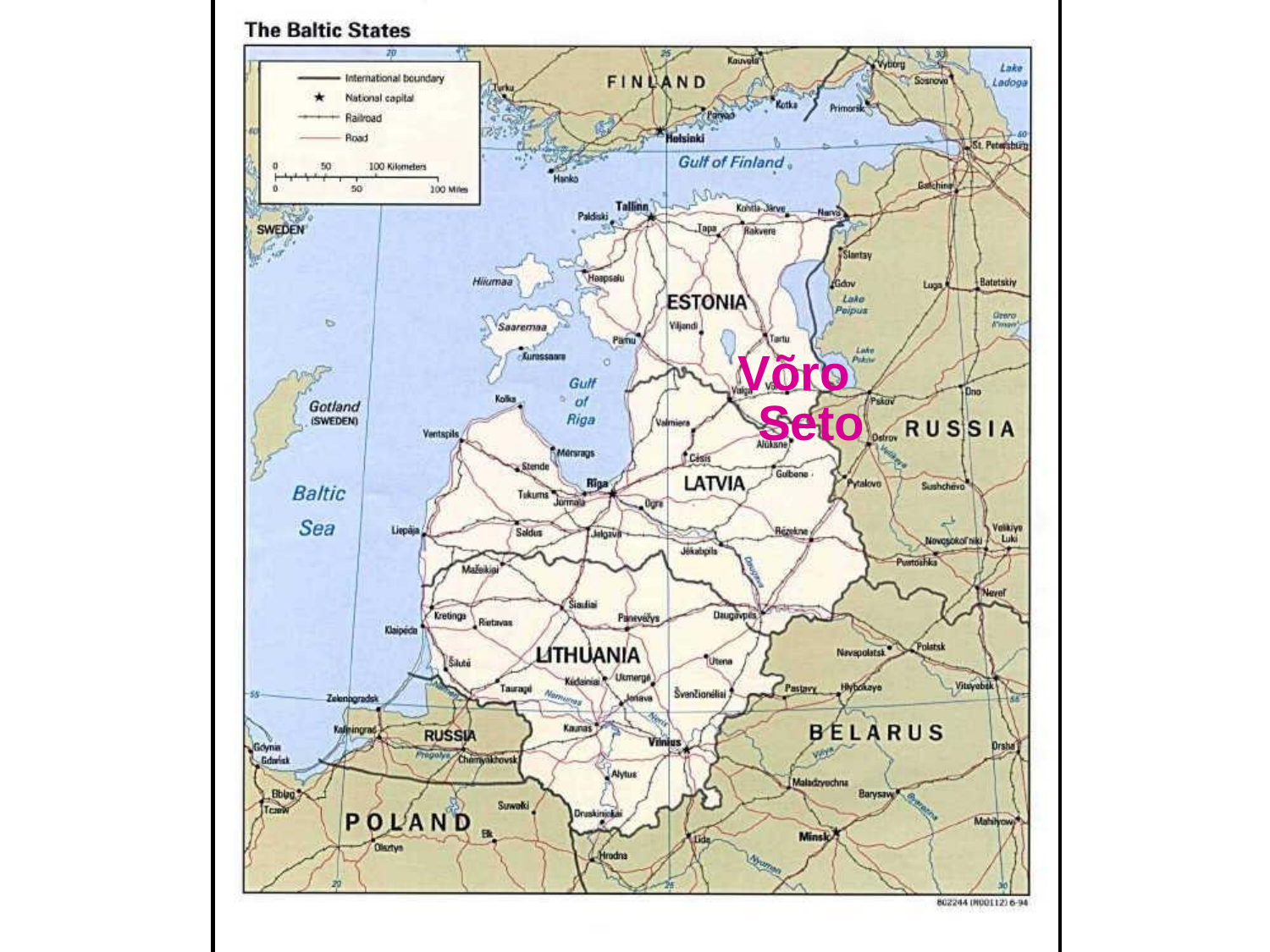# The Baltic States

Võro

Seto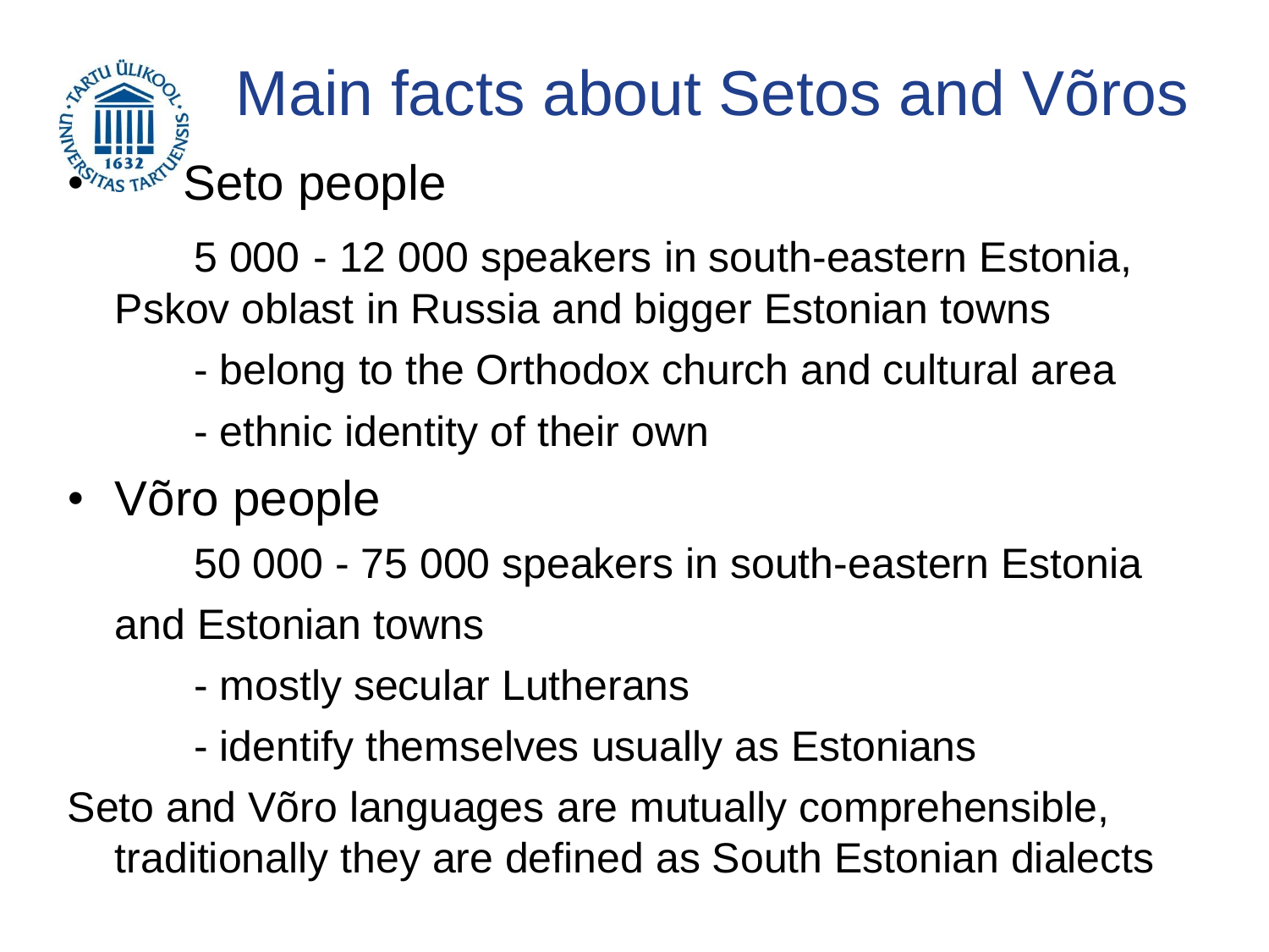# Main facts about Setos and Võros

- Seto people

  5 000 - 12 000 speakers in south-eastern Estonia, Pskov oblast in Russia and bigger Estonian towns

  - belong to the Orthodox church and cultural area
  - ethnic identity of their own

- Võro people

  50 000 - 75 000 speakers in south-eastern Estonia and Estonian towns

  - mostly secular Lutherans
  - identify themselves usually as Estonians

Seto and Võro languages are mutually comprehensible, traditionally they are defined as South Estonian dialects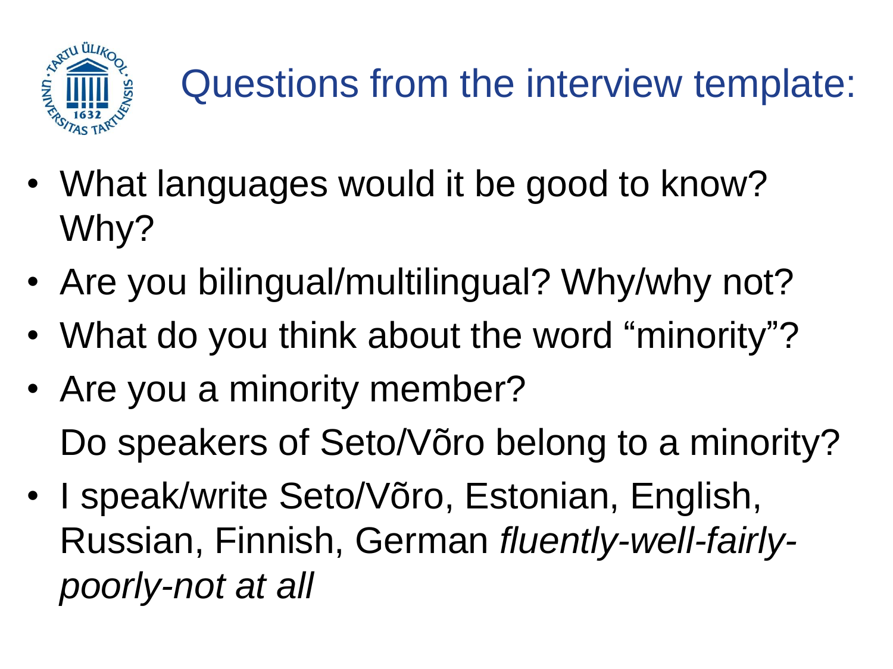# Questions from the interview template:

- What languages would it be good to know? Why?
- Are you bilingual/multilingual? Why/why not?
- What do you think about the word “minority”?
- Are you a minority member?

  Do speakers of Seto/Võro belong to a minority?
- I speak/write Seto/Võro, Estonian, English, Russian, Finnish, German *fluently-well-fairly-poorly-not at all*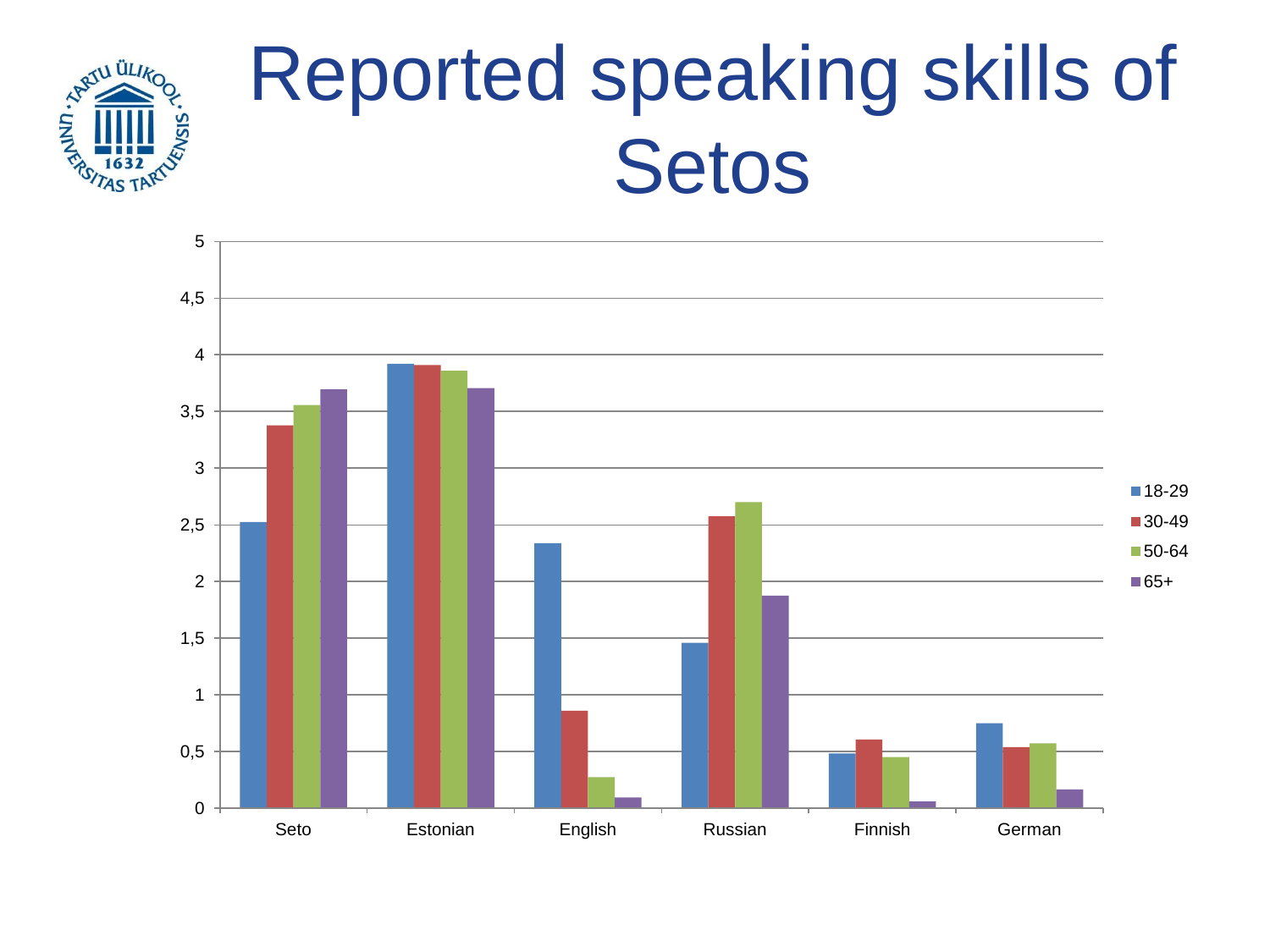# Reported speaking skills of Setos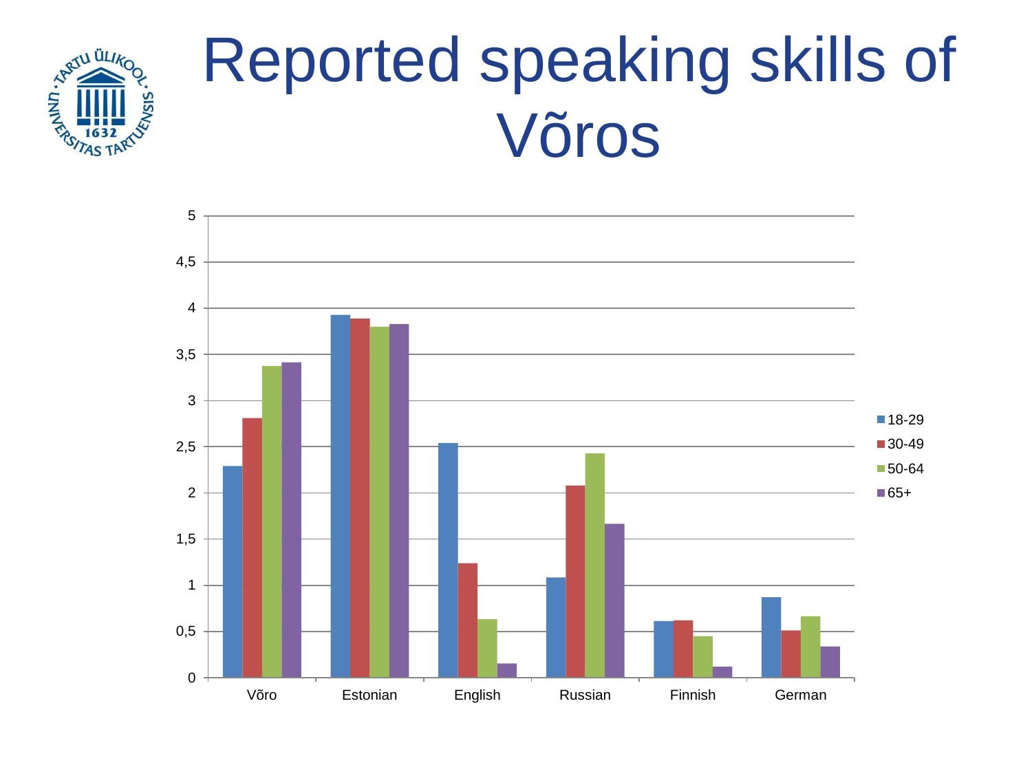# Reported speaking skills of Võros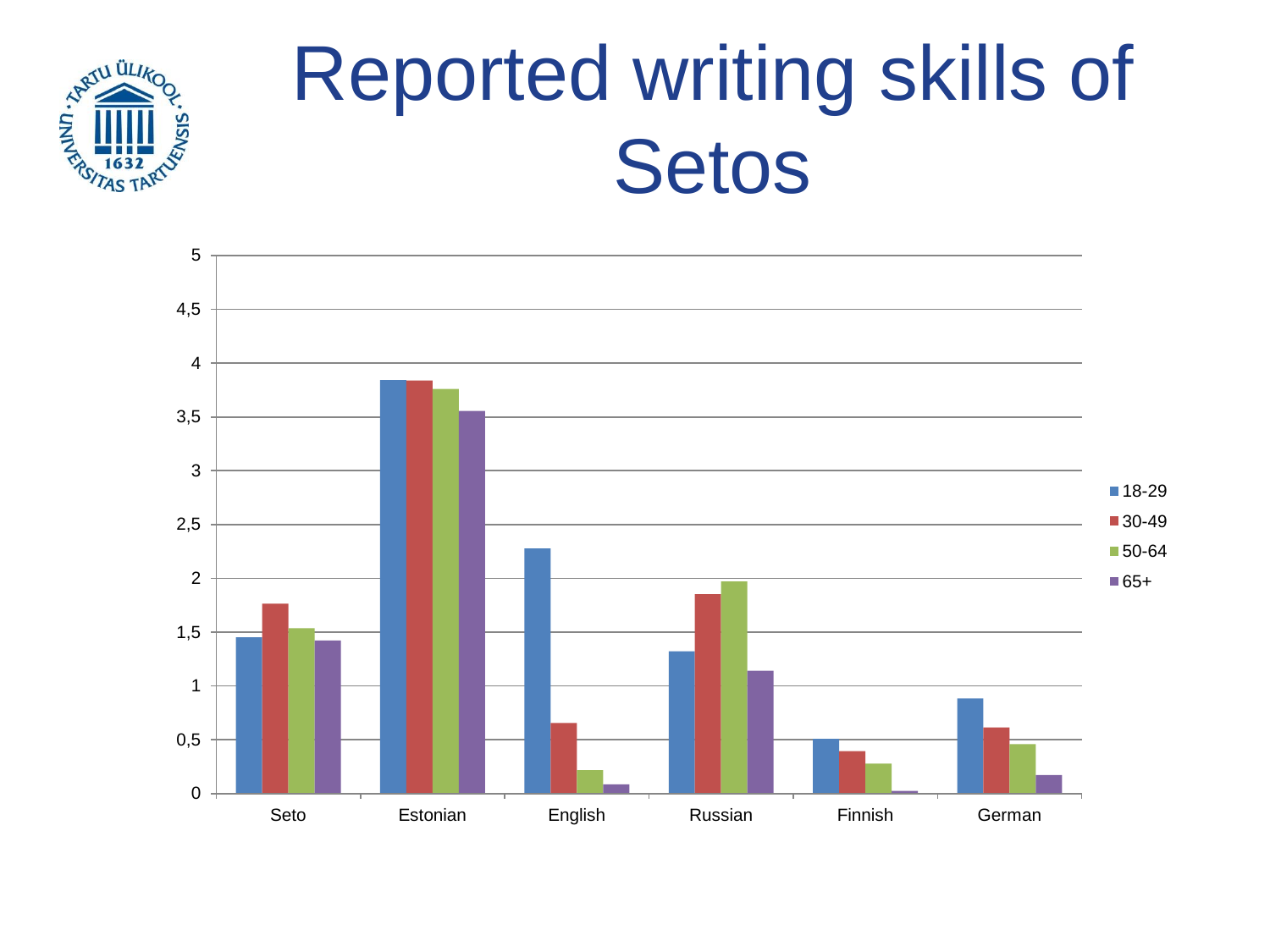# Reported writing skills of Setos

5
4,5
4
3,5
3
2,5
2
1,5
1
0,5
0

Seto | Estonian | English | Russian | Finnish | German

18-29
30-49
50-64
65+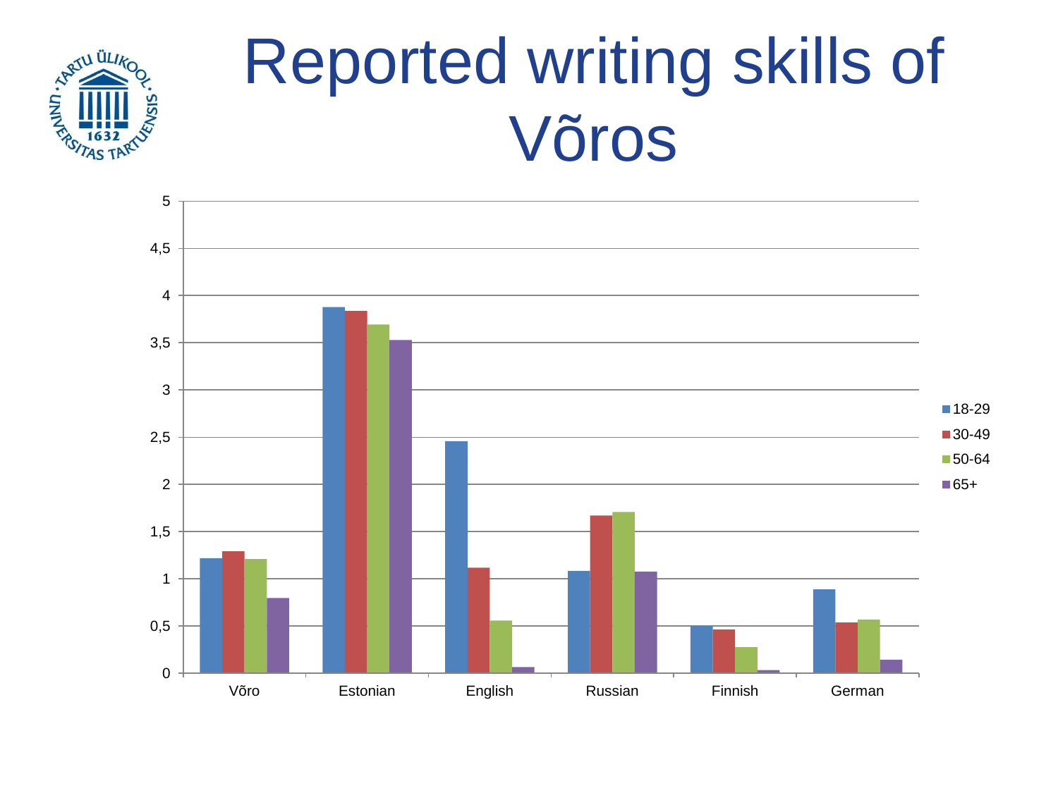# Reported writing skills of Võros

| | 18-29 | 30-49 | 50-64 | 65+ |
|---|---|---|---|---|
| Võro | 1,22 | 1,29 | 1,21 | 0,8 |
| Estonian | 3,88 | 3,84 | 3,69 | 3,53 |
| English | 2,46 | 1,12 | 0,56 | 0,07 |
| Russian | 1,09 | 1,67 | 1,71 | 1,08 |
| Finnish | 0,5 | 0,47 | 0,28 | 0,03 |
| German | 0,89 | 0,54 | 0,57 | 0,14 |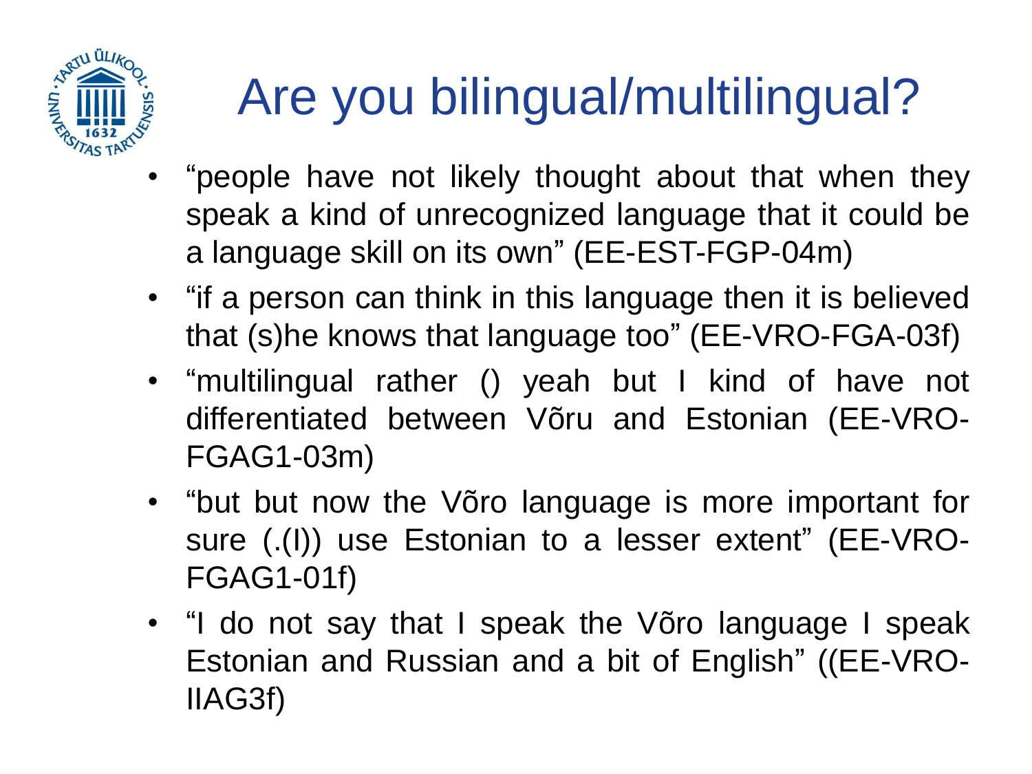# Are you bilingual/multilingual?

- "people have not likely thought about that when they speak a kind of unrecognized language that it could be a language skill on its own" (EE-EST-FGP-04m)
- "if a person can think in this language then it is believed that (s)he knows that language too" (EE-VRO-FGA-03f)
- "multilingual rather () yeah but I kind of have not differentiated between Võru and Estonian (EE-VRO-FGAG1-03m)
- "but but now the Võro language is more important for sure (.(I)) use Estonian to a lesser extent" (EE-VRO-FGAG1-01f)
- "I do not say that I speak the Võro language I speak Estonian and Russian and a bit of English" ((EE-VRO-IIAG3f)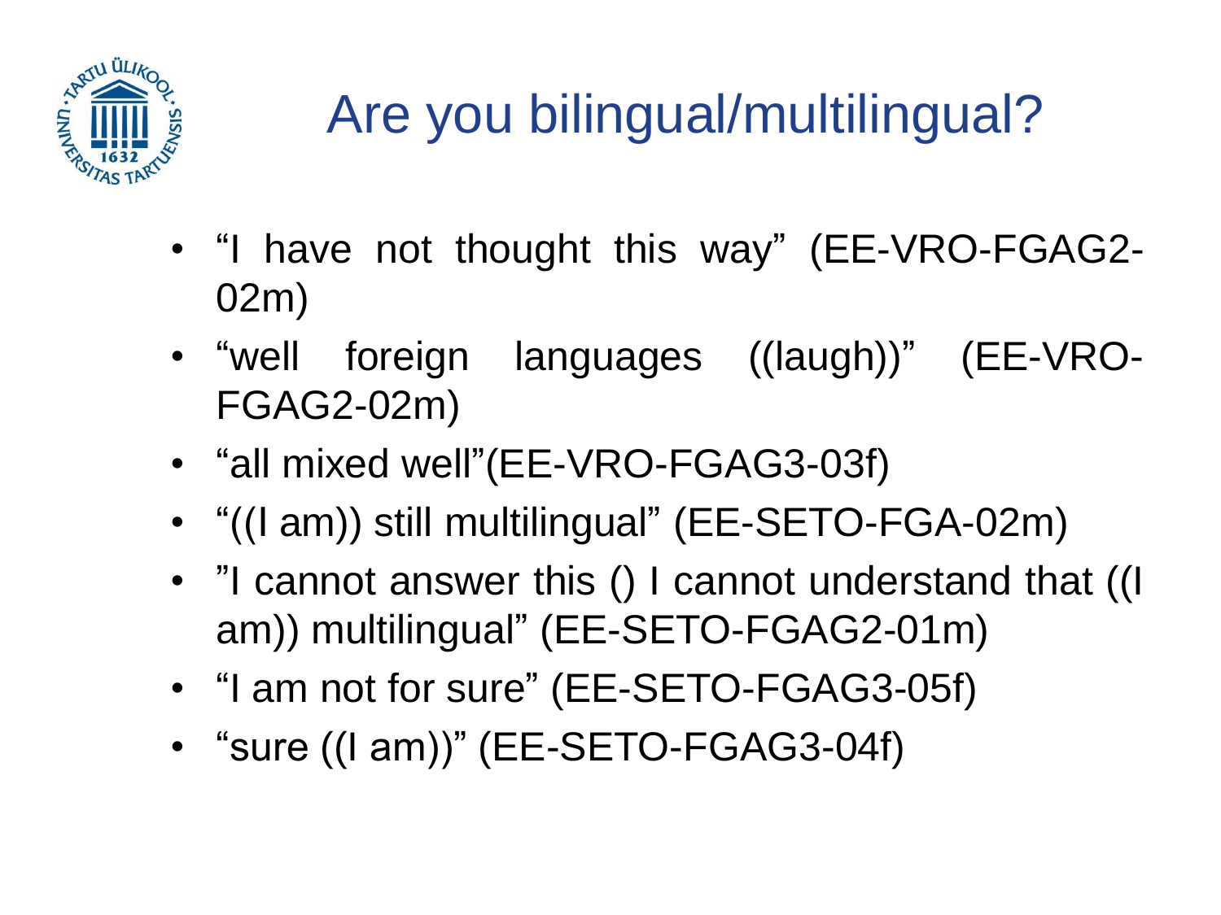# Are you bilingual/multilingual?

- “I have not thought this way” (EE-VRO-FGAG2-02m)
- “well foreign languages ((laugh))” (EE-VRO-FGAG2-02m)
- “all mixed well”(EE-VRO-FGAG3-03f)
- “((I am)) still multilingual” (EE-SETO-FGA-02m)
- ”I cannot answer this () I cannot understand that ((I am)) multilingual” (EE-SETO-FGAG2-01m)
- “I am not for sure” (EE-SETO-FGAG3-05f)
- “sure ((I am))” (EE-SETO-FGAG3-04f)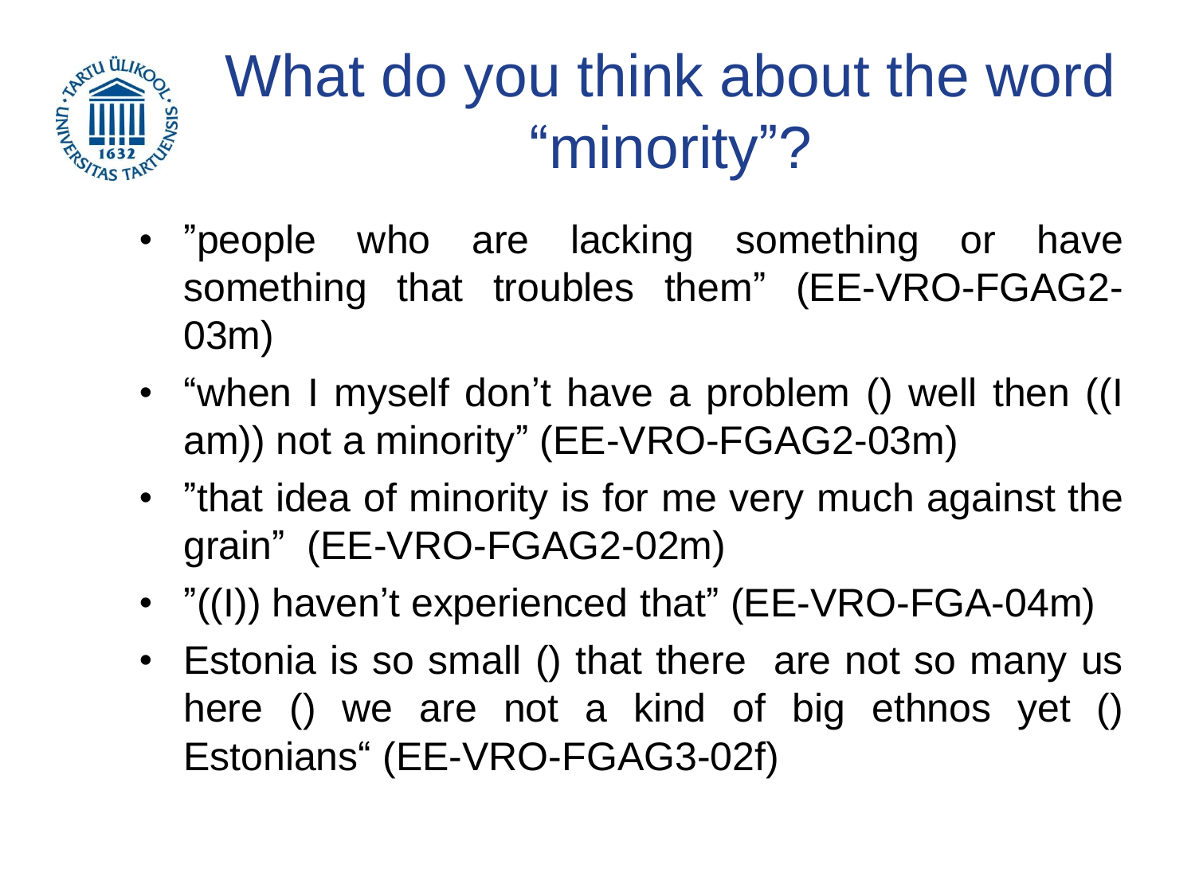# What do you think about the word "minority"?

- ”people who are lacking something or have something that troubles them” (EE-VRO-FGAG2-03m)
- “when I myself don’t have a problem () well then ((I am)) not a minority” (EE-VRO-FGAG2-03m)
- ”that idea of minority is for me very much against the grain” (EE-VRO-FGAG2-02m)
- ”((I)) haven’t experienced that” (EE-VRO-FGA-04m)
- Estonia is so small () that there are not so many us here () we are not a kind of big ethnos yet () Estonians“ (EE-VRO-FGAG3-02f)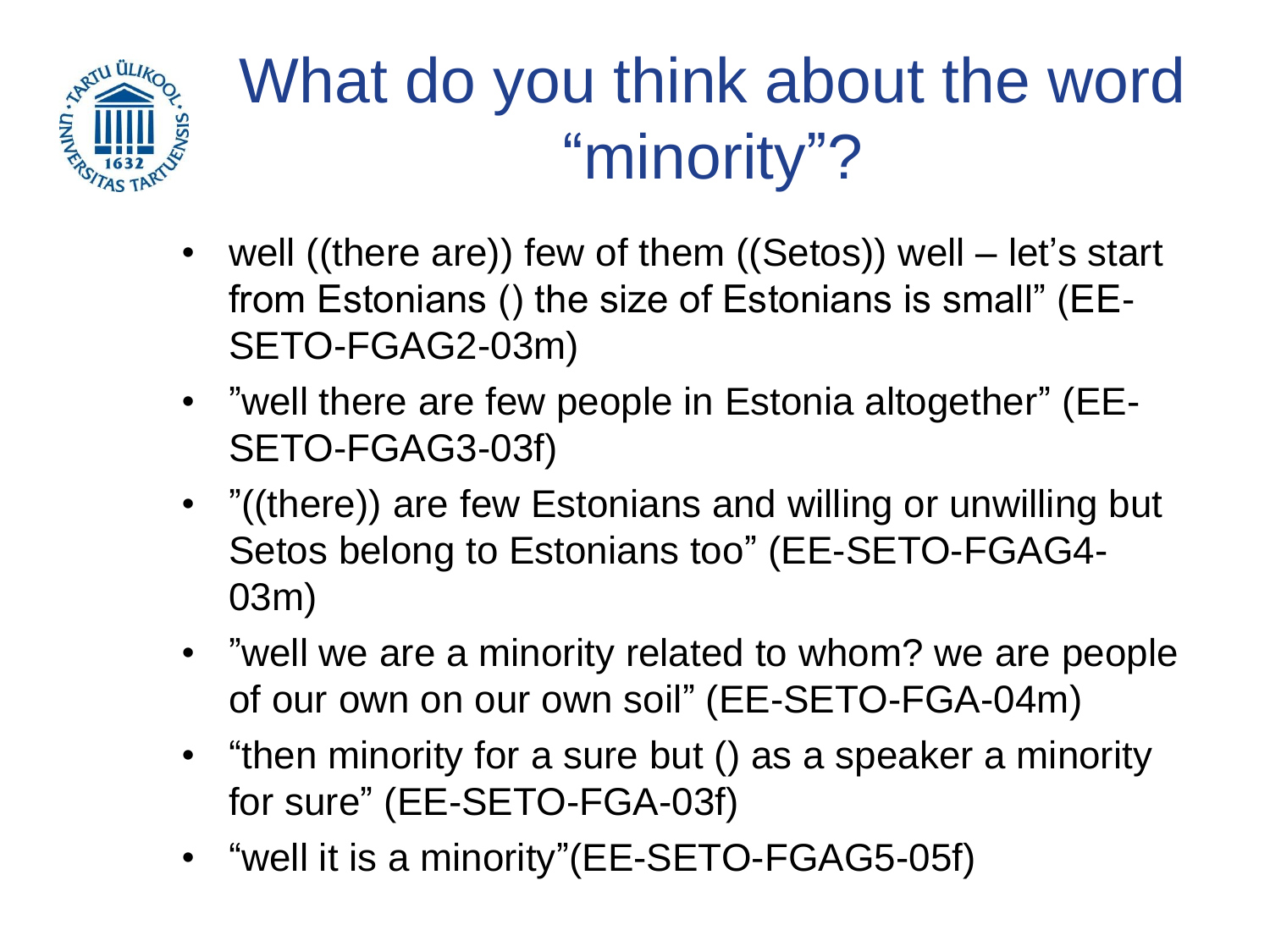# What do you think about the word "minority"?

- well ((there are)) few of them ((Setos)) well – let's start from Estonians () the size of Estonians is small" (EE-SETO-FGAG2-03m)
- "well there are few people in Estonia altogether" (EE-SETO-FGAG3-03f)
- "((there)) are few Estonians and willing or unwilling but Setos belong to Estonians too" (EE-SETO-FGAG4-03m)
- "well we are a minority related to whom? we are people of our own on our own soil" (EE-SETO-FGA-04m)
- "then minority for a sure but () as a speaker a minority for sure" (EE-SETO-FGA-03f)
- "well it is a minority"(EE-SETO-FGAG5-05f)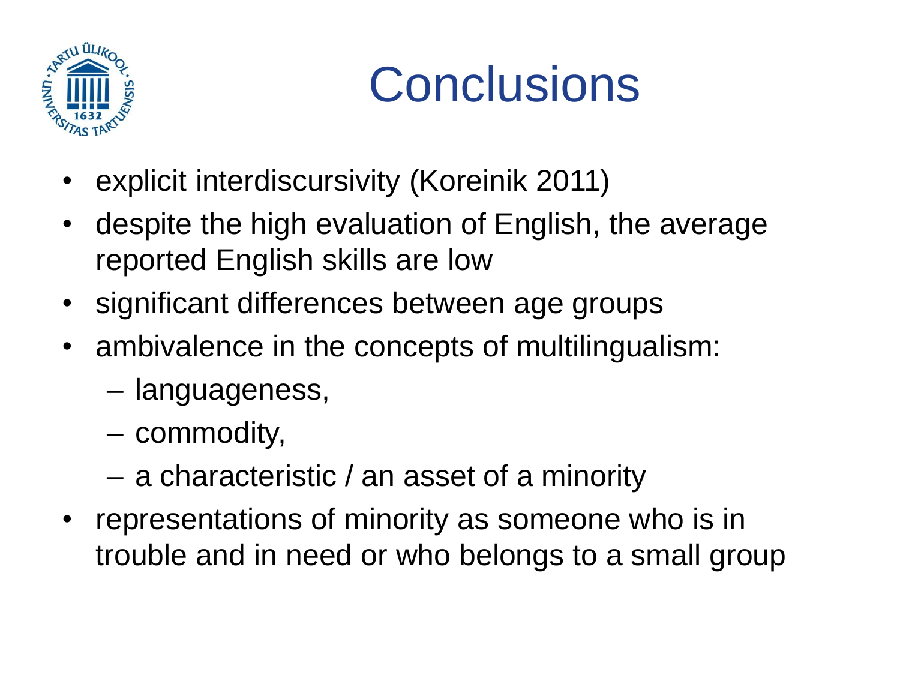# Conclusions

- explicit interdiscursivity (Koreinik 2011)
- despite the high evaluation of English, the average reported English skills are low
- significant differences between age groups
- ambivalence in the concepts of multilingualism:
  - languageness,
  - commodity,
  - a characteristic / an asset of a minority
- representations of minority as someone who is in trouble and in need or who belongs to a small group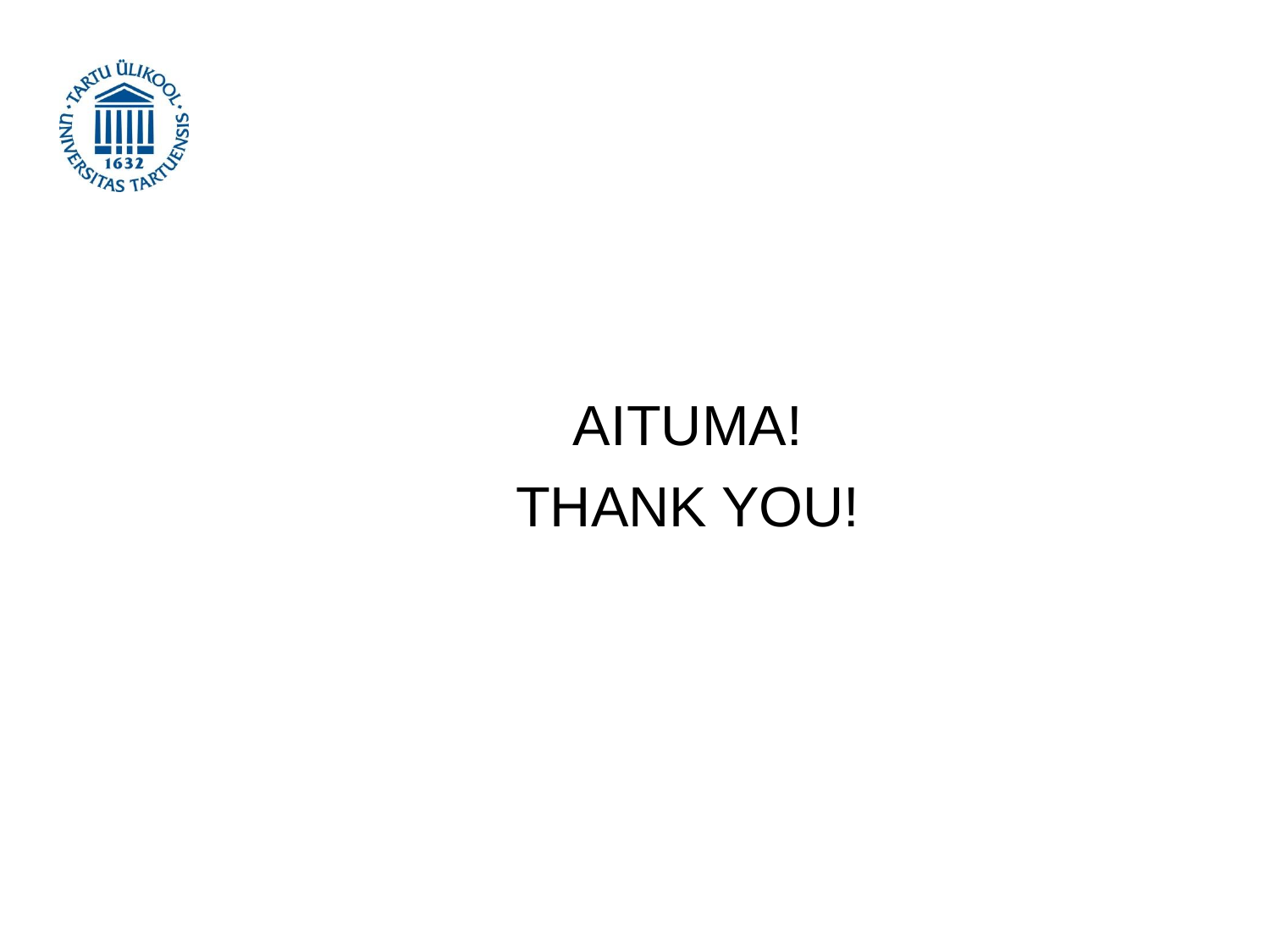AITUMA!

THANK YOU!